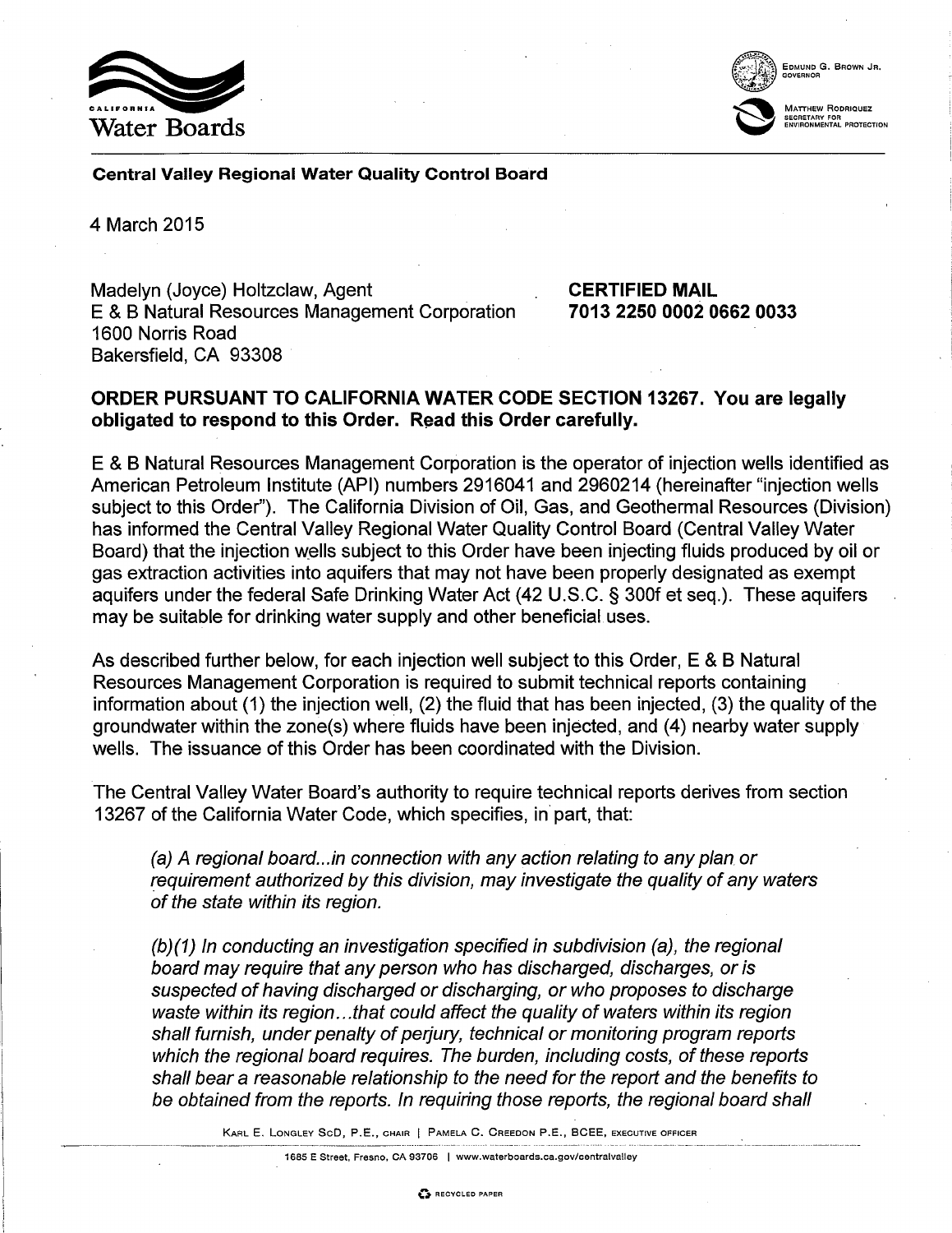CALIFORNIA Water Boards

EDMUND G. BROWN JR.
GOVERNOR

MATTHEW RODRIQUEZ
SECRETARY FOR ENVIRONMENTAL PROTECTION

**Central Valley Regional Water Quality Control Board**

4 March 2015

Madelyn (Joyce) Holtzclaw, Agent
E & B Natural Resources Management Corporation
1600 Norris Road
Bakersfield, CA 93308

**CERTIFIED MAIL**
**7013 2250 0002 0662 0033**

**ORDER PURSUANT TO CALIFORNIA WATER CODE SECTION 13267. You are legally obligated to respond to this Order. Read this Order carefully.**

E & B Natural Resources Management Corporation is the operator of injection wells identified as American Petroleum Institute (API) numbers 2916041 and 2960214 (hereinafter "injection wells subject to this Order"). The California Division of Oil, Gas, and Geothermal Resources (Division) has informed the Central Valley Regional Water Quality Control Board (Central Valley Water Board) that the injection wells subject to this Order have been injecting fluids produced by oil or gas extraction activities into aquifers that may not have been properly designated as exempt aquifers under the federal Safe Drinking Water Act (42 U.S.C. § 300f et seq.). These aquifers may be suitable for drinking water supply and other beneficial uses.

As described further below, for each injection well subject to this Order, E & B Natural Resources Management Corporation is required to submit technical reports containing information about (1) the injection well, (2) the fluid that has been injected, (3) the quality of the groundwater within the zone(s) where fluids have been injected, and (4) nearby water supply wells. The issuance of this Order has been coordinated with the Division.

The Central Valley Water Board's authority to require technical reports derives from section 13267 of the California Water Code, which specifies, in part, that:

> *(a) A regional board...in connection with any action relating to any plan or requirement authorized by this division, may investigate the quality of any waters of the state within its region.*
>
> *(b)(1) In conducting an investigation specified in subdivision (a), the regional board may require that any person who has discharged, discharges, or is suspected of having discharged or discharging, or who proposes to discharge waste within its region...that could affect the quality of waters within its region shall furnish, under penalty of perjury, technical or monitoring program reports which the regional board requires. The burden, including costs, of these reports shall bear a reasonable relationship to the need for the report and the benefits to be obtained from the reports. In requiring those reports, the regional board shall*

KARL E. LONGLEY ScD, P.E., CHAIR | PAMELA C. CREEDON P.E., BCEE, EXECUTIVE OFFICER

1685 E Street, Fresno, CA 93706 | www.waterboards.ca.gov/centralvalley

RECYCLED PAPER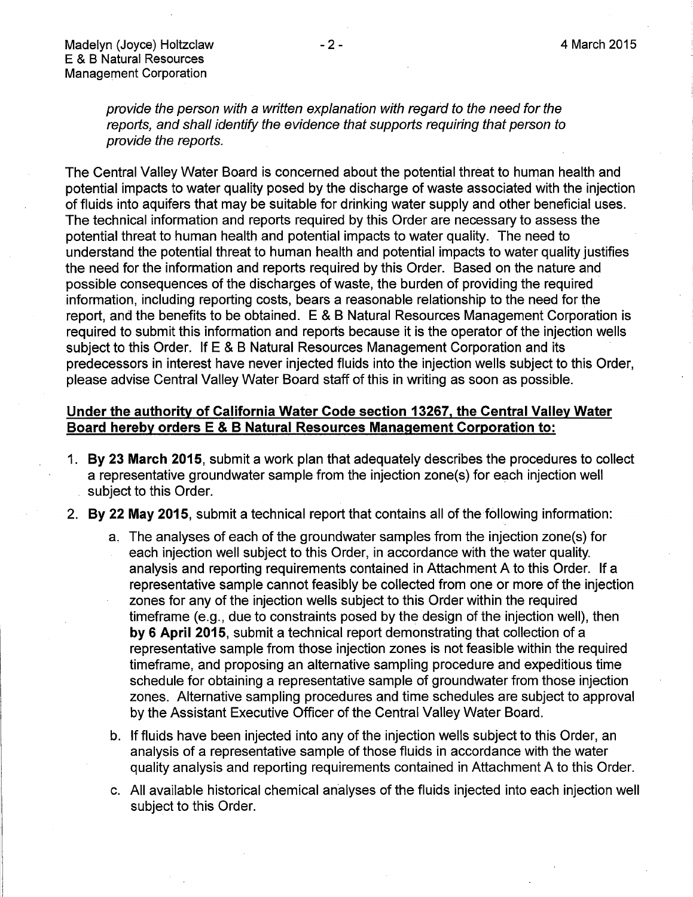*provide the person with a written explanation with regard to the need for the reports, and shall identify the evidence that supports requiring that person to provide the reports.*

The Central Valley Water Board is concerned about the potential threat to human health and potential impacts to water quality posed by the discharge of waste associated with the injection of fluids into aquifers that may be suitable for drinking water supply and other beneficial uses. The technical information and reports required by this Order are necessary to assess the potential threat to human health and potential impacts to water quality. The need to understand the potential threat to human health and potential impacts to water quality justifies the need for the information and reports required by this Order. Based on the nature and possible consequences of the discharges of waste, the burden of providing the required information, including reporting costs, bears a reasonable relationship to the need for the report, and the benefits to be obtained. E & B Natural Resources Management Corporation is required to submit this information and reports because it is the operator of the injection wells subject to this Order. If E & B Natural Resources Management Corporation and its predecessors in interest have never injected fluids into the injection wells subject to this Order, please advise Central Valley Water Board staff of this in writing as soon as possible.

**Under the authority of California Water Code section 13267, the Central Valley Water Board hereby orders E & B Natural Resources Management Corporation to:**

1. **By 23 March 2015**, submit a work plan that adequately describes the procedures to collect a representative groundwater sample from the injection zone(s) for each injection well subject to this Order.
2. **By 22 May 2015**, submit a technical report that contains all of the following information:
   a. The analyses of each of the groundwater samples from the injection zone(s) for each injection well subject to this Order, in accordance with the water quality analysis and reporting requirements contained in Attachment A to this Order. If a representative sample cannot feasibly be collected from one or more of the injection zones for any of the injection wells subject to this Order within the required timeframe (e.g., due to constraints posed by the design of the injection well), then **by 6 April 2015**, submit a technical report demonstrating that collection of a representative sample from those injection zones is not feasible within the required timeframe, and proposing an alternative sampling procedure and expeditious time schedule for obtaining a representative sample of groundwater from those injection zones. Alternative sampling procedures and time schedules are subject to approval by the Assistant Executive Officer of the Central Valley Water Board.
   b. If fluids have been injected into any of the injection wells subject to this Order, an analysis of a representative sample of those fluids in accordance with the water quality analysis and reporting requirements contained in Attachment A to this Order.
   c. All available historical chemical analyses of the fluids injected into each injection well subject to this Order.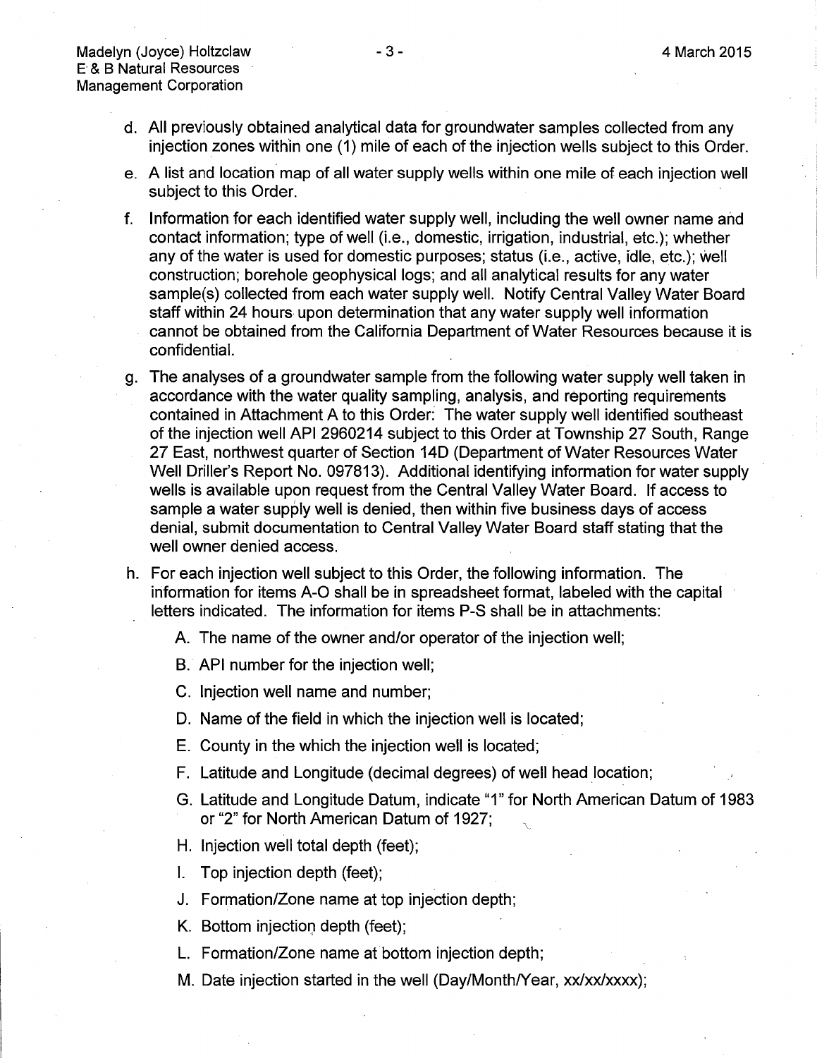d. All previously obtained analytical data for groundwater samples collected from any injection zones within one (1) mile of each of the injection wells subject to this Order.

e. A list and location map of all water supply wells within one mile of each injection well subject to this Order.

f. Information for each identified water supply well, including the well owner name and contact information; type of well (i.e., domestic, irrigation, industrial, etc.); whether any of the water is used for domestic purposes; status (i.e., active, idle, etc.); well construction; borehole geophysical logs; and all analytical results for any water sample(s) collected from each water supply well. Notify Central Valley Water Board staff within 24 hours upon determination that any water supply well information cannot be obtained from the California Department of Water Resources because it is confidential.

g. The analyses of a groundwater sample from the following water supply well taken in accordance with the water quality sampling, analysis, and reporting requirements contained in Attachment A to this Order: The water supply well identified southeast of the injection well API 2960214 subject to this Order at Township 27 South, Range 27 East, northwest quarter of Section 14D (Department of Water Resources Water Well Driller's Report No. 097813). Additional identifying information for water supply wells is available upon request from the Central Valley Water Board. If access to sample a water supply well is denied, then within five business days of access denial, submit documentation to Central Valley Water Board staff stating that the well owner denied access.

h. For each injection well subject to this Order, the following information. The information for items A-O shall be in spreadsheet format, labeled with the capital letters indicated. The information for items P-S shall be in attachments:

   A. The name of the owner and/or operator of the injection well;

   B. API number for the injection well;

   C. Injection well name and number;

   D. Name of the field in which the injection well is located;

   E. County in the which the injection well is located;

   F. Latitude and Longitude (decimal degrees) of well head location;

   G. Latitude and Longitude Datum, indicate "1" for North American Datum of 1983 or "2" for North American Datum of 1927;

   H. Injection well total depth (feet);

   I. Top injection depth (feet);

   J. Formation/Zone name at top injection depth;

   K. Bottom injection depth (feet);

   L. Formation/Zone name at bottom injection depth;

   M. Date injection started in the well (Day/Month/Year, xx/xx/xxxx);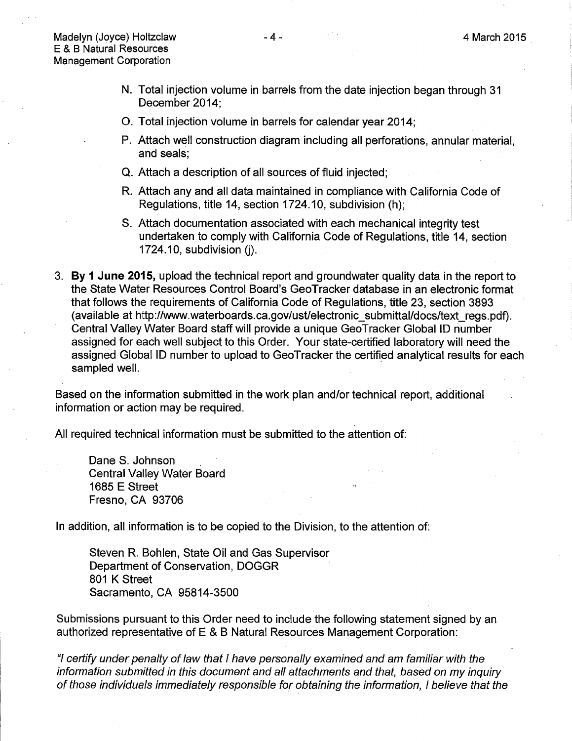N. Total injection volume in barrels from the date injection began through 31 December 2014;

O. Total injection volume in barrels for calendar year 2014;

P. Attach well construction diagram including all perforations, annular material, and seals;

Q. Attach a description of all sources of fluid injected;

R. Attach any and all data maintained in compliance with California Code of Regulations, title 14, section 1724.10, subdivision (h);

S. Attach documentation associated with each mechanical integrity test undertaken to comply with California Code of Regulations, title 14, section 1724.10, subdivision (j).

3. **By 1 June 2015,** upload the technical report and groundwater quality data in the report to the State Water Resources Control Board's GeoTracker database in an electronic format that follows the requirements of California Code of Regulations, title 23, section 3893 (available at http://www.waterboards.ca.gov/ust/electronic_submittal/docs/text_regs.pdf). Central Valley Water Board staff will provide a unique GeoTracker Global ID number assigned for each well subject to this Order. Your state-certified laboratory will need the assigned Global ID number to upload to GeoTracker the certified analytical results for each sampled well.

Based on the information submitted in the work plan and/or technical report, additional information or action may be required.

All required technical information must be submitted to the attention of:

Dane S. Johnson
Central Valley Water Board
1685 E Street
Fresno, CA 93706

In addition, all information is to be copied to the Division, to the attention of:

Steven R. Bohlen, State Oil and Gas Supervisor
Department of Conservation, DOGGR
801 K Street
Sacramento, CA 95814-3500

Submissions pursuant to this Order need to include the following statement signed by an authorized representative of E & B Natural Resources Management Corporation:

*"I certify under penalty of law that I have personally examined and am familiar with the information submitted in this document and all attachments and that, based on my inquiry of those individuals immediately responsible for obtaining the information, I believe that the*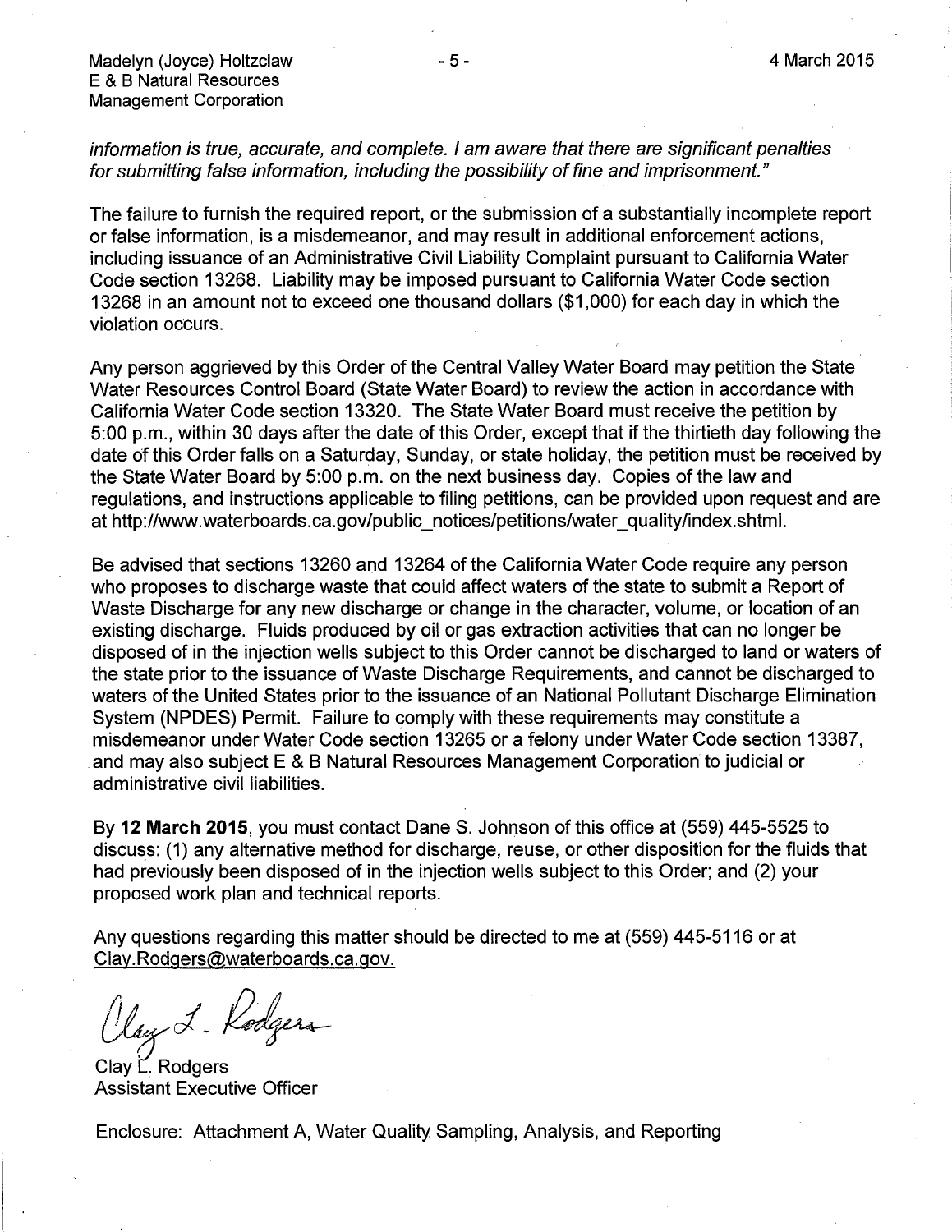*information is true, accurate, and complete. I am aware that there are significant penalties for submitting false information, including the possibility of fine and imprisonment."*

The failure to furnish the required report, or the submission of a substantially incomplete report or false information, is a misdemeanor, and may result in additional enforcement actions, including issuance of an Administrative Civil Liability Complaint pursuant to California Water Code section 13268. Liability may be imposed pursuant to California Water Code section 13268 in an amount not to exceed one thousand dollars ($1,000) for each day in which the violation occurs.

Any person aggrieved by this Order of the Central Valley Water Board may petition the State Water Resources Control Board (State Water Board) to review the action in accordance with California Water Code section 13320. The State Water Board must receive the petition by 5:00 p.m., within 30 days after the date of this Order, except that if the thirtieth day following the date of this Order falls on a Saturday, Sunday, or state holiday, the petition must be received by the State Water Board by 5:00 p.m. on the next business day. Copies of the law and regulations, and instructions applicable to filing petitions, can be provided upon request and are at http://www.waterboards.ca.gov/public_notices/petitions/water_quality/index.shtml.

Be advised that sections 13260 and 13264 of the California Water Code require any person who proposes to discharge waste that could affect waters of the state to submit a Report of Waste Discharge for any new discharge or change in the character, volume, or location of an existing discharge. Fluids produced by oil or gas extraction activities that can no longer be disposed of in the injection wells subject to this Order cannot be discharged to land or waters of the state prior to the issuance of Waste Discharge Requirements, and cannot be discharged to waters of the United States prior to the issuance of an National Pollutant Discharge Elimination System (NPDES) Permit. Failure to comply with these requirements may constitute a misdemeanor under Water Code section 13265 or a felony under Water Code section 13387, and may also subject E & B Natural Resources Management Corporation to judicial or administrative civil liabilities.

By **12 March 2015**, you must contact Dane S. Johnson of this office at (559) 445-5525 to discuss: (1) any alternative method for discharge, reuse, or other disposition for the fluids that had previously been disposed of in the injection wells subject to this Order; and (2) your proposed work plan and technical reports.

Any questions regarding this matter should be directed to me at (559) 445-5116 or at Clay.Rodgers@waterboards.ca.gov.

Clay L. Rodgers

Clay L. Rodgers
Assistant Executive Officer

Enclosure: Attachment A, Water Quality Sampling, Analysis, and Reporting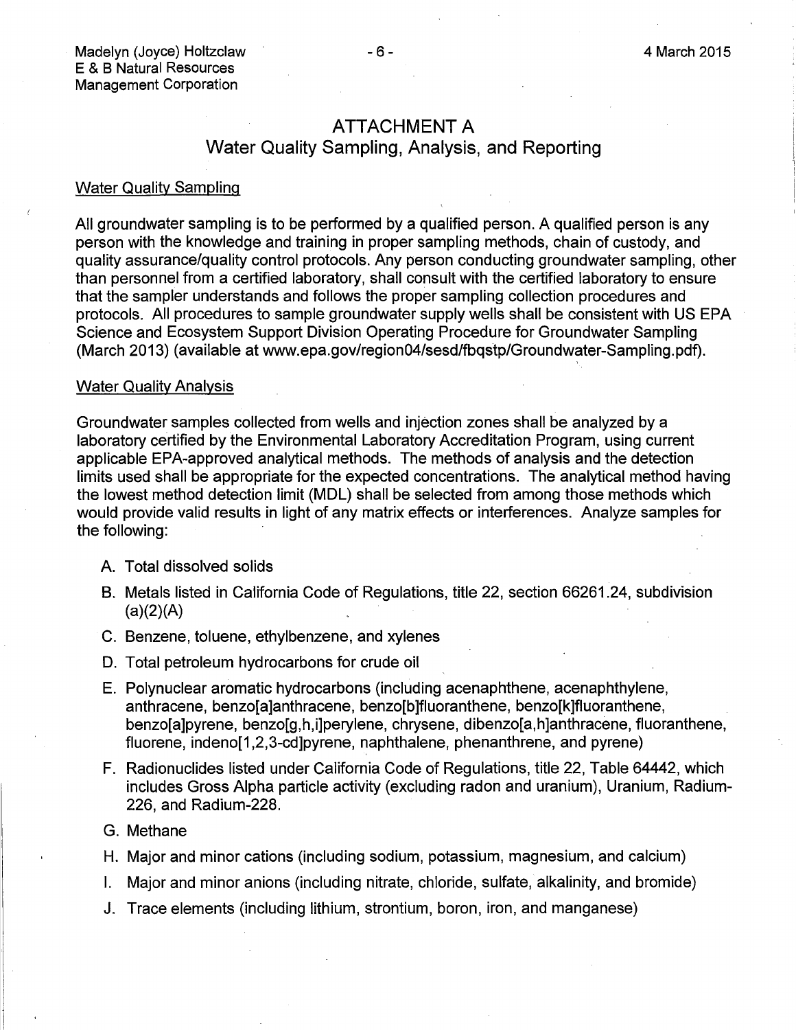## ATTACHMENT A
## Water Quality Sampling, Analysis, and Reporting

### Water Quality Sampling

All groundwater sampling is to be performed by a qualified person. A qualified person is any person with the knowledge and training in proper sampling methods, chain of custody, and quality assurance/quality control protocols. Any person conducting groundwater sampling, other than personnel from a certified laboratory, shall consult with the certified laboratory to ensure that the sampler understands and follows the proper sampling collection procedures and protocols. All procedures to sample groundwater supply wells shall be consistent with US EPA Science and Ecosystem Support Division Operating Procedure for Groundwater Sampling (March 2013) (available at www.epa.gov/region04/sesd/fbqstp/Groundwater-Sampling.pdf).

### Water Quality Analysis

Groundwater samples collected from wells and injection zones shall be analyzed by a laboratory certified by the Environmental Laboratory Accreditation Program, using current applicable EPA-approved analytical methods. The methods of analysis and the detection limits used shall be appropriate for the expected concentrations. The analytical method having the lowest method detection limit (MDL) shall be selected from among those methods which would provide valid results in light of any matrix effects or interferences. Analyze samples for the following:

A. Total dissolved solids
B. Metals listed in California Code of Regulations, title 22, section 66261.24, subdivision (a)(2)(A)
C. Benzene, toluene, ethylbenzene, and xylenes
D. Total petroleum hydrocarbons for crude oil
E. Polynuclear aromatic hydrocarbons (including acenaphthene, acenaphthylene, anthracene, benzo[a]anthracene, benzo[b]fluoranthene, benzo[k]fluoranthene, benzo[a]pyrene, benzo[g,h,i]perylene, chrysene, dibenzo[a,h]anthracene, fluoranthene, fluorene, indeno[1,2,3-cd]pyrene, naphthalene, phenanthrene, and pyrene)
F. Radionuclides listed under California Code of Regulations, title 22, Table 64442, which includes Gross Alpha particle activity (excluding radon and uranium), Uranium, Radium-226, and Radium-228.
G. Methane
H. Major and minor cations (including sodium, potassium, magnesium, and calcium)
I. Major and minor anions (including nitrate, chloride, sulfate, alkalinity, and bromide)
J. Trace elements (including lithium, strontium, boron, iron, and manganese)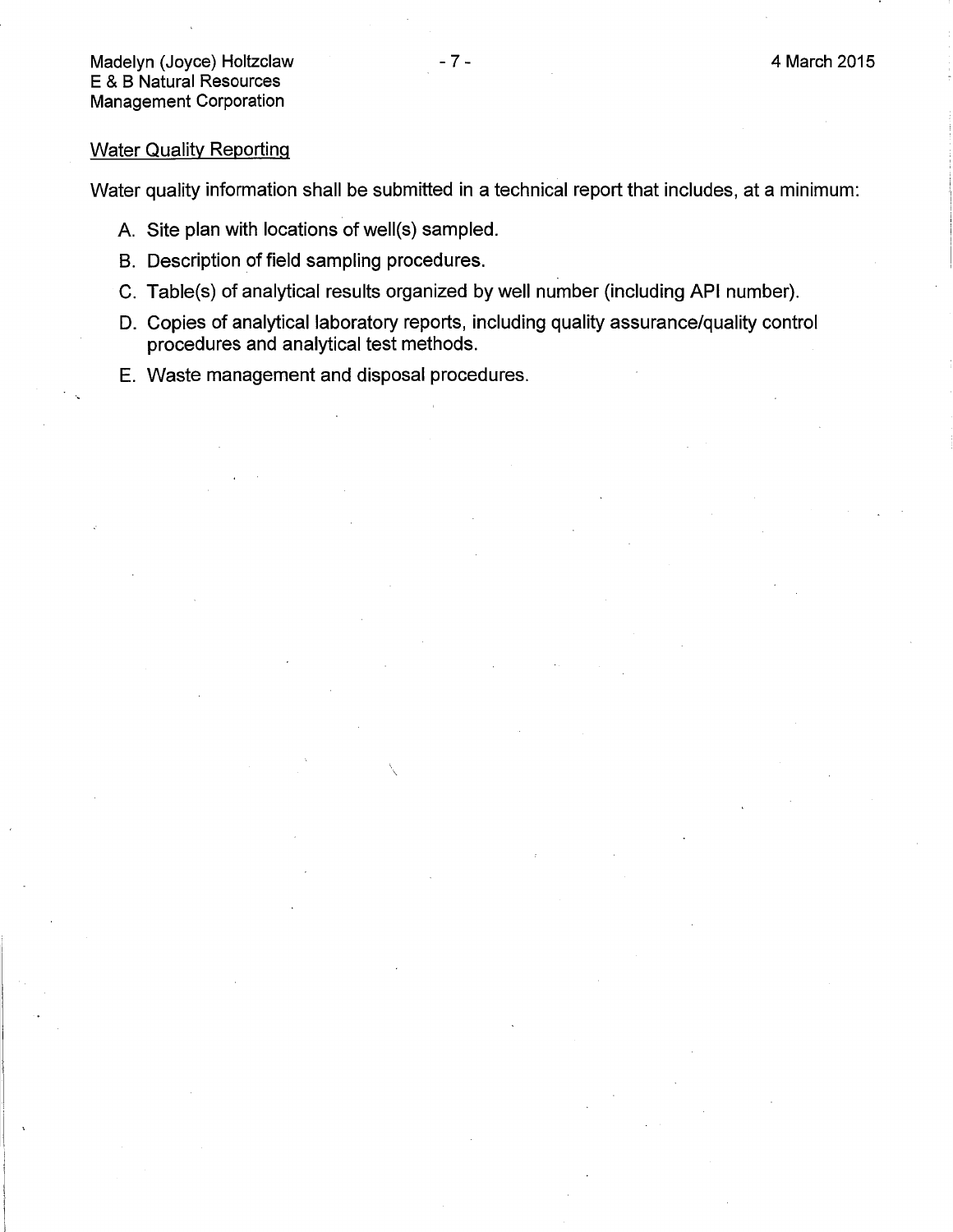## Water Quality Reporting

Water quality information shall be submitted in a technical report that includes, at a minimum:

A. Site plan with locations of well(s) sampled.

B. Description of field sampling procedures.

C. Table(s) of analytical results organized by well number (including API number).

D. Copies of analytical laboratory reports, including quality assurance/quality control procedures and analytical test methods.

E. Waste management and disposal procedures.